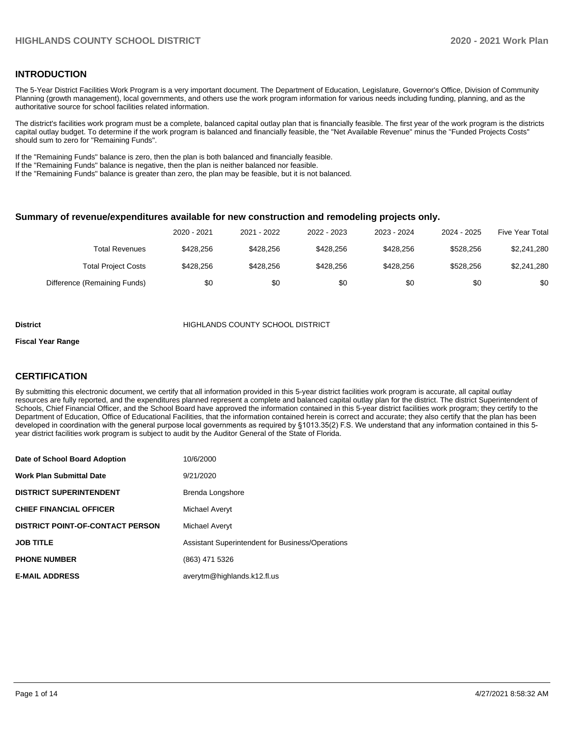## INTRODUCTION

The 5-Year District Facilities Work Program is a very important document. The Department of Education, Legislature, Governor's Office, Division of Community Planning (growth management), local governments, and others use the work program information for various needs including funding, planning, and as the authoritative source for school facilities related information.

The district's facilities work program must be a complete, balanced capital outlay plan that is financially feasible. The first year of the work program is the districts capital outlay budget. To determine if the work program is balanced and financially feasible, the "Net Available Revenue" minus the "Funded Projects Costs" should sum to zero for "Remaining Funds".

If the "Remaining Funds" balance is zero, then the plan is both balanced and financially feasible.
If the "Remaining Funds" balance is negative, then the plan is neither balanced nor feasible.
If the "Remaining Funds" balance is greater than zero, the plan may be feasible, but it is not balanced.

### Summary of revenue/expenditures available for new construction and remodeling projects only.

| | 2020 - 2021 | 2021 - 2022 | 2022 - 2023 | 2023 - 2024 | 2024 - 2025 | Five Year Total |
|---|---|---|---|---|---|---|
| Total Revenues | $428,256 | $428,256 | $428,256 | $428,256 | $528,256 | $2,241,280 |
| Total Project Costs | $428,256 | $428,256 | $428,256 | $428,256 | $528,256 | $2,241,280 |
| Difference (Remaining Funds) | $0 | $0 | $0 | $0 | $0 | $0 |

**District** HIGHLANDS COUNTY SCHOOL DISTRICT

**Fiscal Year Range**

## CERTIFICATION

By submitting this electronic document, we certify that all information provided in this 5-year district facilities work program is accurate, all capital outlay resources are fully reported, and the expenditures planned represent a complete and balanced capital outlay plan for the district. The district Superintendent of Schools, Chief Financial Officer, and the School Board have approved the information contained in this 5-year district facilities work program; they certify to the Department of Education, Office of Educational Facilities, that the information contained herein is correct and accurate; they also certify that the plan has been developed in coordination with the general purpose local governments as required by §1013.35(2) F.S. We understand that any information contained in this 5-year district facilities work program is subject to audit by the Auditor General of the State of Florida.

| | |
|---|---|
| **Date of School Board Adoption** | 10/6/2000 |
| **Work Plan Submittal Date** | 9/21/2020 |
| **DISTRICT SUPERINTENDENT** | Brenda Longshore |
| **CHIEF FINANCIAL OFFICER** | Michael Averyt |
| **DISTRICT POINT-OF-CONTACT PERSON** | Michael Averyt |
| **JOB TITLE** | Assistant Superintendent for Business/Operations |
| **PHONE NUMBER** | (863) 471 5326 |
| **E-MAIL ADDRESS** | averytm@highlands.k12.fl.us |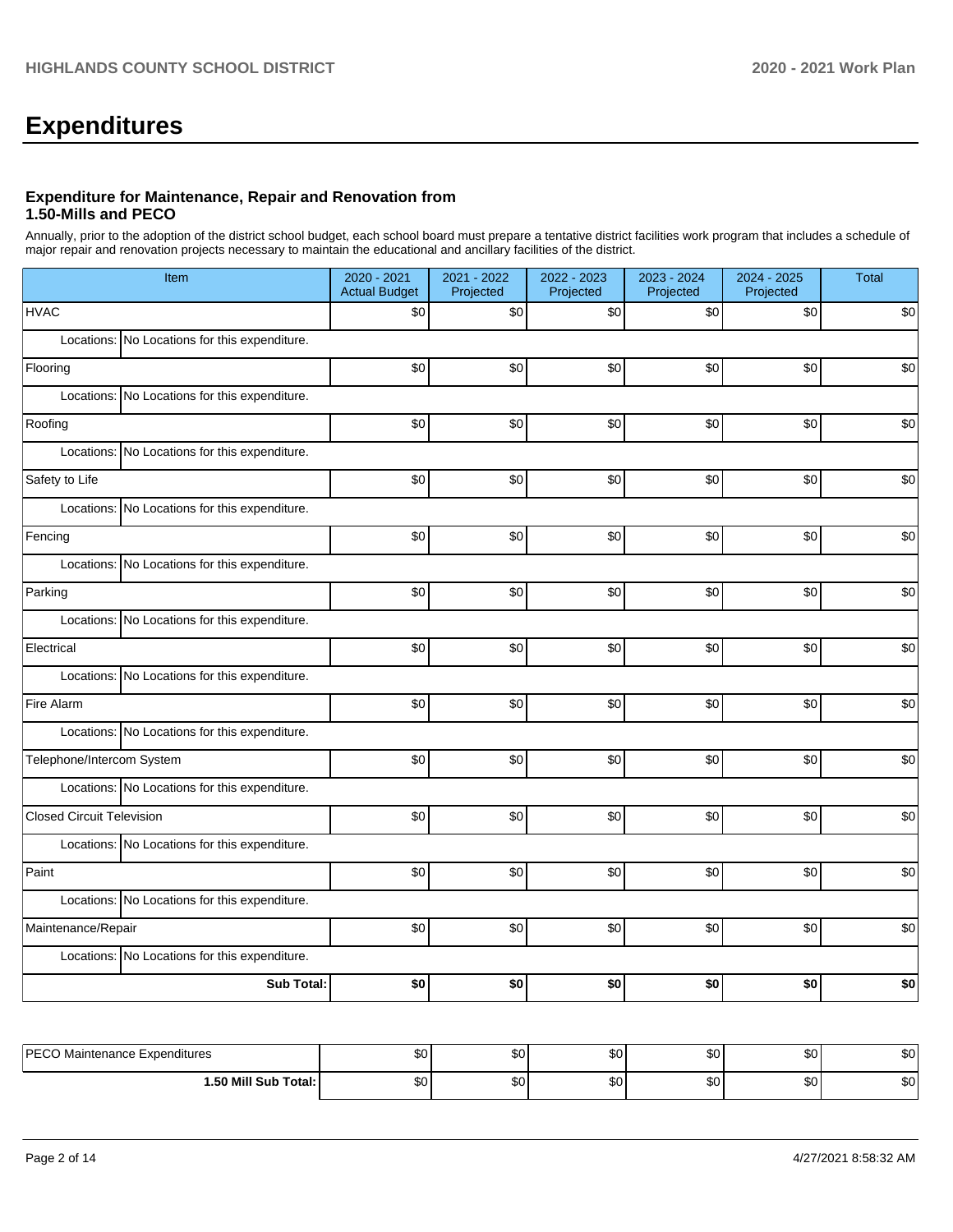# Expenditures

### Expenditure for Maintenance, Repair and Renovation from 1.50-Mills and PECO

Annually, prior to the adoption of the district school budget, each school board must prepare a tentative district facilities work program that includes a schedule of major repair and renovation projects necessary to maintain the educational and ancillary facilities of the district.

| Item | | 2020 - 2021 Actual Budget | 2021 - 2022 Projected | 2022 - 2023 Projected | 2023 - 2024 Projected | 2024 - 2025 Projected | Total |
|---|---|---|---|---|---|---|---|
| HVAC | | $0 | $0 | $0 | $0 | $0 | $0 |
| Locations: | No Locations for this expenditure. | | | | | | |
| Flooring | | $0 | $0 | $0 | $0 | $0 | $0 |
| Locations: | No Locations for this expenditure. | | | | | | |
| Roofing | | $0 | $0 | $0 | $0 | $0 | $0 |
| Locations: | No Locations for this expenditure. | | | | | | |
| Safety to Life | | $0 | $0 | $0 | $0 | $0 | $0 |
| Locations: | No Locations for this expenditure. | | | | | | |
| Fencing | | $0 | $0 | $0 | $0 | $0 | $0 |
| Locations: | No Locations for this expenditure. | | | | | | |
| Parking | | $0 | $0 | $0 | $0 | $0 | $0 |
| Locations: | No Locations for this expenditure. | | | | | | |
| Electrical | | $0 | $0 | $0 | $0 | $0 | $0 |
| Locations: | No Locations for this expenditure. | | | | | | |
| Fire Alarm | | $0 | $0 | $0 | $0 | $0 | $0 |
| Locations: | No Locations for this expenditure. | | | | | | |
| Telephone/Intercom System | | $0 | $0 | $0 | $0 | $0 | $0 |
| Locations: | No Locations for this expenditure. | | | | | | |
| Closed Circuit Television | | $0 | $0 | $0 | $0 | $0 | $0 |
| Locations: | No Locations for this expenditure. | | | | | | |
| Paint | | $0 | $0 | $0 | $0 | $0 | $0 |
| Locations: | No Locations for this expenditure. | | | | | | |
| Maintenance/Repair | | $0 | $0 | $0 | $0 | $0 | $0 |
| Locations: | No Locations for this expenditure. | | | | | | |
| **Sub Total:** | | **$0** | **$0** | **$0** | **$0** | **$0** | **$0** |

| | | | | | | |
|---|---|---|---|---|---|---|
| PECO Maintenance Expenditures | $0 | $0 | $0 | $0 | $0 | $0 |
| **1.50 Mill Sub Total:** | $0 | $0 | $0 | $0 | $0 | $0 |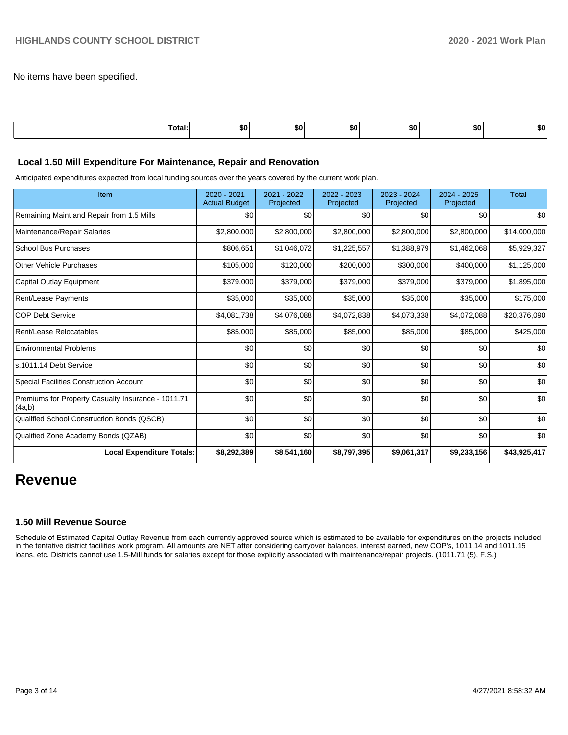No items have been specified.

| Total: | $0 | $0 | $0 | $0 | $0 | $0 |
|---|---|---|---|---|---|---|

### Local 1.50 Mill Expenditure For Maintenance, Repair and Renovation

Anticipated expenditures expected from local funding sources over the years covered by the current work plan.

| Item | 2020 - 2021 Actual Budget | 2021 - 2022 Projected | 2022 - 2023 Projected | 2023 - 2024 Projected | 2024 - 2025 Projected | Total |
|---|---|---|---|---|---|---|
| Remaining Maint and Repair from 1.5 Mills | $0 | $0 | $0 | $0 | $0 | $0 |
| Maintenance/Repair Salaries | $2,800,000 | $2,800,000 | $2,800,000 | $2,800,000 | $2,800,000 | $14,000,000 |
| School Bus Purchases | $806,651 | $1,046,072 | $1,225,557 | $1,388,979 | $1,462,068 | $5,929,327 |
| Other Vehicle Purchases | $105,000 | $120,000 | $200,000 | $300,000 | $400,000 | $1,125,000 |
| Capital Outlay Equipment | $379,000 | $379,000 | $379,000 | $379,000 | $379,000 | $1,895,000 |
| Rent/Lease Payments | $35,000 | $35,000 | $35,000 | $35,000 | $35,000 | $175,000 |
| COP Debt Service | $4,081,738 | $4,076,088 | $4,072,838 | $4,073,338 | $4,072,088 | $20,376,090 |
| Rent/Lease Relocatables | $85,000 | $85,000 | $85,000 | $85,000 | $85,000 | $425,000 |
| Environmental Problems | $0 | $0 | $0 | $0 | $0 | $0 |
| s.1011.14 Debt Service | $0 | $0 | $0 | $0 | $0 | $0 |
| Special Facilities Construction Account | $0 | $0 | $0 | $0 | $0 | $0 |
| Premiums for Property Casualty Insurance - 1011.71 (4a,b) | $0 | $0 | $0 | $0 | $0 | $0 |
| Qualified School Construction Bonds (QSCB) | $0 | $0 | $0 | $0 | $0 | $0 |
| Qualified Zone Academy Bonds (QZAB) | $0 | $0 | $0 | $0 | $0 | $0 |
| **Local Expenditure Totals:** | **$8,292,389** | **$8,541,160** | **$8,797,395** | **$9,061,317** | **$9,233,156** | **$43,925,417** |

# Revenue

### 1.50 Mill Revenue Source

Schedule of Estimated Capital Outlay Revenue from each currently approved source which is estimated to be available for expenditures on the projects included in the tentative district facilities work program. All amounts are NET after considering carryover balances, interest earned, new COP's, 1011.14 and 1011.15 loans, etc. Districts cannot use 1.5-Mill funds for salaries except for those explicitly associated with maintenance/repair projects. (1011.71 (5), F.S.)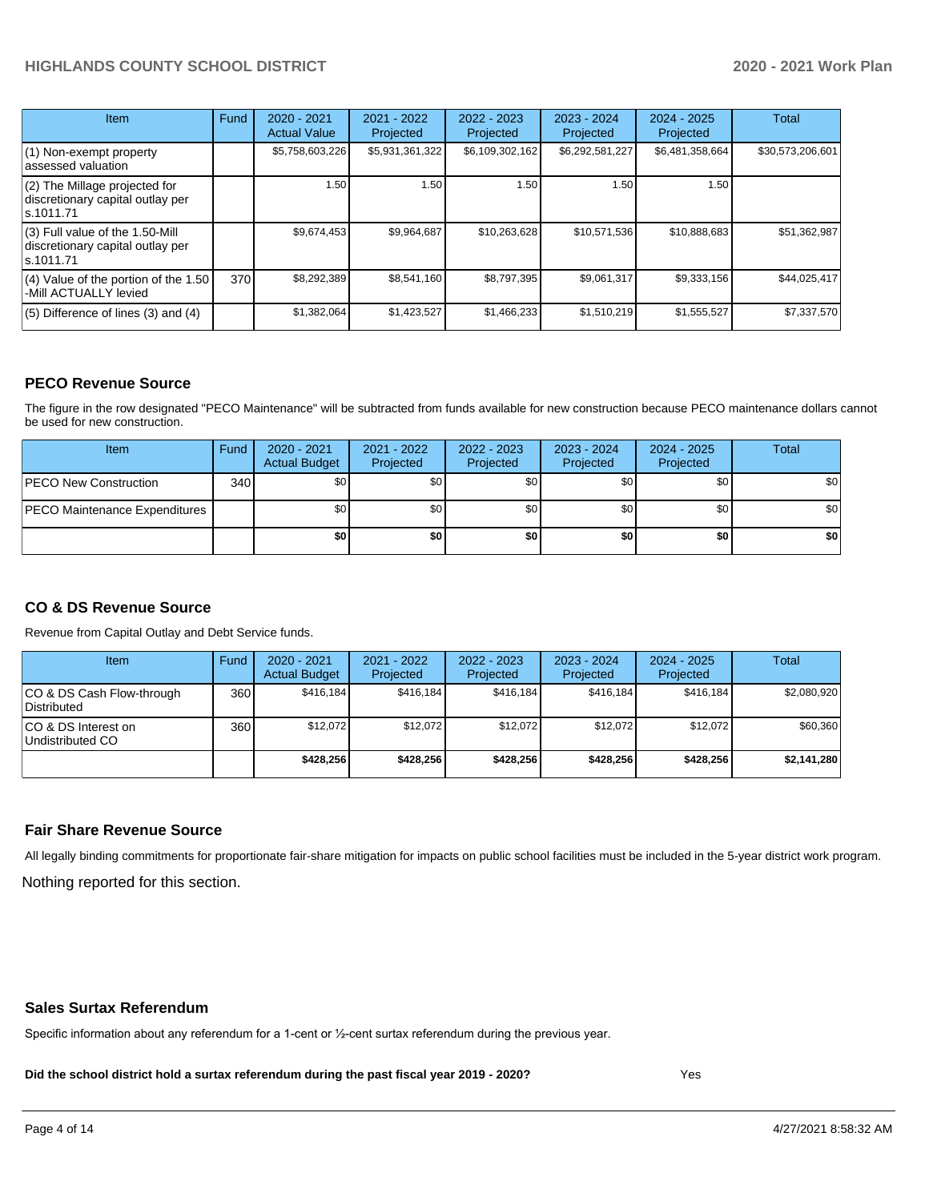| Item | Fund | 2020 - 2021 Actual Value | 2021 - 2022 Projected | 2022 - 2023 Projected | 2023 - 2024 Projected | 2024 - 2025 Projected | Total |
|---|---|---|---|---|---|---|---|
| (1) Non-exempt property assessed valuation | | $5,758,603,226 | $5,931,361,322 | $6,109,302,162 | $6,292,581,227 | $6,481,358,664 | $30,573,206,601 |
| (2) The Millage projected for discretionary capital outlay per s.1011.71 | | 1.50 | 1.50 | 1.50 | 1.50 | 1.50 | |
| (3) Full value of the 1.50-Mill discretionary capital outlay per s.1011.71 | | $9,674,453 | $9,964,687 | $10,263,628 | $10,571,536 | $10,888,683 | $51,362,987 |
| (4) Value of the portion of the 1.50 -Mill ACTUALLY levied | 370 | $8,292,389 | $8,541,160 | $8,797,395 | $9,061,317 | $9,333,156 | $44,025,417 |
| (5) Difference of lines (3) and (4) | | $1,382,064 | $1,423,527 | $1,466,233 | $1,510,219 | $1,555,527 | $7,337,570 |

## PECO Revenue Source

The figure in the row designated "PECO Maintenance" will be subtracted from funds available for new construction because PECO maintenance dollars cannot be used for new construction.

| Item | Fund | 2020 - 2021 Actual Budget | 2021 - 2022 Projected | 2022 - 2023 Projected | 2023 - 2024 Projected | 2024 - 2025 Projected | Total |
|---|---|---|---|---|---|---|---|
| PECO New Construction | 340 | $0 | $0 | $0 | $0 | $0 | $0 |
| PECO Maintenance Expenditures | | $0 | $0 | $0 | $0 | $0 | $0 |
| | | **$0** | **$0** | **$0** | **$0** | **$0** | **$0** |

## CO & DS Revenue Source

Revenue from Capital Outlay and Debt Service funds.

| Item | Fund | 2020 - 2021 Actual Budget | 2021 - 2022 Projected | 2022 - 2023 Projected | 2023 - 2024 Projected | 2024 - 2025 Projected | Total |
|---|---|---|---|---|---|---|---|
| CO & DS Cash Flow-through Distributed | 360 | $416,184 | $416,184 | $416,184 | $416,184 | $416,184 | $2,080,920 |
| CO & DS Interest on Undistributed CO | 360 | $12,072 | $12,072 | $12,072 | $12,072 | $12,072 | $60,360 |
| | | **$428,256** | **$428,256** | **$428,256** | **$428,256** | **$428,256** | **$2,141,280** |

## Fair Share Revenue Source

All legally binding commitments for proportionate fair-share mitigation for impacts on public school facilities must be included in the 5-year district work program.

Nothing reported for this section.

## Sales Surtax Referendum

Specific information about any referendum for a 1-cent or ½-cent surtax referendum during the previous year.

**Did the school district hold a surtax referendum during the past fiscal year 2019 - 2020?** Yes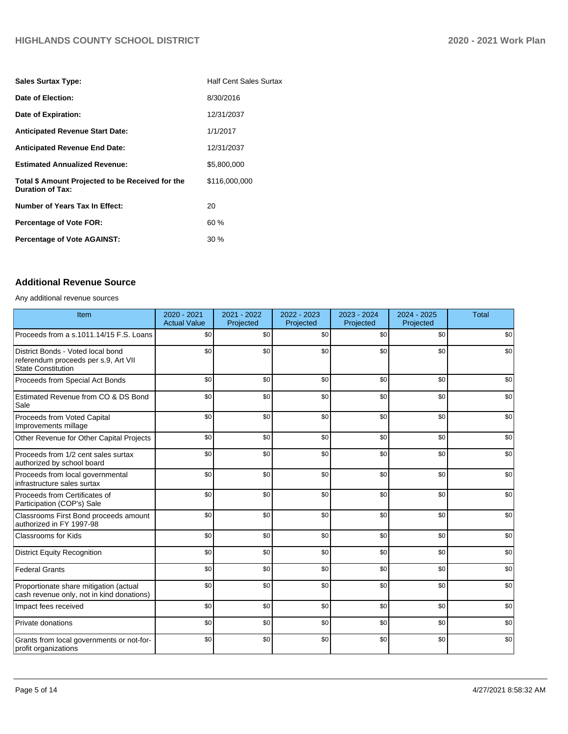| | |
|---|---|
| **Sales Surtax Type:** | Half Cent Sales Surtax |
| **Date of Election:** | 8/30/2016 |
| **Date of Expiration:** | 12/31/2037 |
| **Anticipated Revenue Start Date:** | 1/1/2017 |
| **Anticipated Revenue End Date:** | 12/31/2037 |
| **Estimated Annualized Revenue:** | $5,800,000 |
| **Total $ Amount Projected to be Received for the Duration of Tax:** | $116,000,000 |
| **Number of Years Tax In Effect:** | 20 |
| **Percentage of Vote FOR:** | 60 % |
| **Percentage of Vote AGAINST:** | 30 % |

## Additional Revenue Source

Any additional revenue sources

| Item | 2020 - 2021 Actual Value | 2021 - 2022 Projected | 2022 - 2023 Projected | 2023 - 2024 Projected | 2024 - 2025 Projected | Total |
|---|---|---|---|---|---|---|
| Proceeds from a s.1011.14/15 F.S. Loans | $0 | $0 | $0 | $0 | $0 | $0 |
| District Bonds - Voted local bond referendum proceeds per s.9, Art VII State Constitution | $0 | $0 | $0 | $0 | $0 | $0 |
| Proceeds from Special Act Bonds | $0 | $0 | $0 | $0 | $0 | $0 |
| Estimated Revenue from CO & DS Bond Sale | $0 | $0 | $0 | $0 | $0 | $0 |
| Proceeds from Voted Capital Improvements millage | $0 | $0 | $0 | $0 | $0 | $0 |
| Other Revenue for Other Capital Projects | $0 | $0 | $0 | $0 | $0 | $0 |
| Proceeds from 1/2 cent sales surtax authorized by school board | $0 | $0 | $0 | $0 | $0 | $0 |
| Proceeds from local governmental infrastructure sales surtax | $0 | $0 | $0 | $0 | $0 | $0 |
| Proceeds from Certificates of Participation (COP's) Sale | $0 | $0 | $0 | $0 | $0 | $0 |
| Classrooms First Bond proceeds amount authorized in FY 1997-98 | $0 | $0 | $0 | $0 | $0 | $0 |
| Classrooms for Kids | $0 | $0 | $0 | $0 | $0 | $0 |
| District Equity Recognition | $0 | $0 | $0 | $0 | $0 | $0 |
| Federal Grants | $0 | $0 | $0 | $0 | $0 | $0 |
| Proportionate share mitigation (actual cash revenue only, not in kind donations) | $0 | $0 | $0 | $0 | $0 | $0 |
| Impact fees received | $0 | $0 | $0 | $0 | $0 | $0 |
| Private donations | $0 | $0 | $0 | $0 | $0 | $0 |
| Grants from local governments or not-for-profit organizations | $0 | $0 | $0 | $0 | $0 | $0 |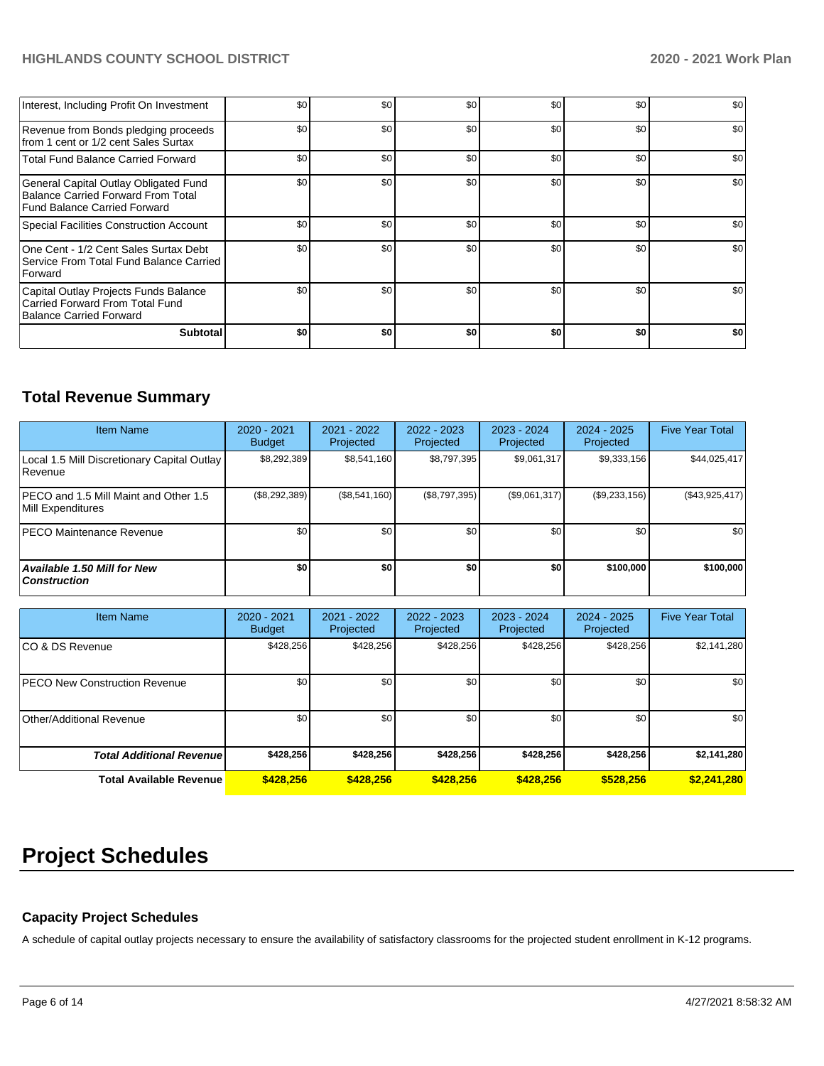| Interest, Including Profit On Investment | $0 | $0 | $0 | $0 | $0 | $0 |
|---|---|---|---|---|---|---|
| Revenue from Bonds pledging proceeds from 1 cent or 1/2 cent Sales Surtax | $0 | $0 | $0 | $0 | $0 | $0 |
| Total Fund Balance Carried Forward | $0 | $0 | $0 | $0 | $0 | $0 |
| General Capital Outlay Obligated Fund Balance Carried Forward From Total Fund Balance Carried Forward | $0 | $0 | $0 | $0 | $0 | $0 |
| Special Facilities Construction Account | $0 | $0 | $0 | $0 | $0 | $0 |
| One Cent - 1/2 Cent Sales Surtax Debt Service From Total Fund Balance Carried Forward | $0 | $0 | $0 | $0 | $0 | $0 |
| Capital Outlay Projects Funds Balance Carried Forward From Total Fund Balance Carried Forward | $0 | $0 | $0 | $0 | $0 | $0 |
| **Subtotal** | **$0** | **$0** | **$0** | **$0** | **$0** | **$0** |

## Total Revenue Summary

| Item Name | 2020 - 2021 Budget | 2021 - 2022 Projected | 2022 - 2023 Projected | 2023 - 2024 Projected | 2024 - 2025 Projected | Five Year Total |
|---|---|---|---|---|---|---|
| Local 1.5 Mill Discretionary Capital Outlay Revenue | $8,292,389 | $8,541,160 | $8,797,395 | $9,061,317 | $9,333,156 | $44,025,417 |
| PECO and 1.5 Mill Maint and Other 1.5 Mill Expenditures | ($8,292,389) | ($8,541,160) | ($8,797,395) | ($9,061,317) | ($9,233,156) | ($43,925,417) |
| PECO Maintenance Revenue | $0 | $0 | $0 | $0 | $0 | $0 |
| ***Available 1.50 Mill for New Construction*** | **$0** | **$0** | **$0** | **$0** | **$100,000** | **$100,000** |

| Item Name | 2020 - 2021 Budget | 2021 - 2022 Projected | 2022 - 2023 Projected | 2023 - 2024 Projected | 2024 - 2025 Projected | Five Year Total |
|---|---|---|---|---|---|---|
| CO & DS Revenue | $428,256 | $428,256 | $428,256 | $428,256 | $428,256 | $2,141,280 |
| PECO New Construction Revenue | $0 | $0 | $0 | $0 | $0 | $0 |
| Other/Additional Revenue | $0 | $0 | $0 | $0 | $0 | $0 |
| ***Total Additional Revenue*** | **$428,256** | **$428,256** | **$428,256** | **$428,256** | **$428,256** | **$2,141,280** |
| **Total Available Revenue** | **$428,256** | **$428,256** | **$428,256** | **$428,256** | **$528,256** | **$2,241,280** |

# Project Schedules

### Capacity Project Schedules

A schedule of capital outlay projects necessary to ensure the availability of satisfactory classrooms for the projected student enrollment in K-12 programs.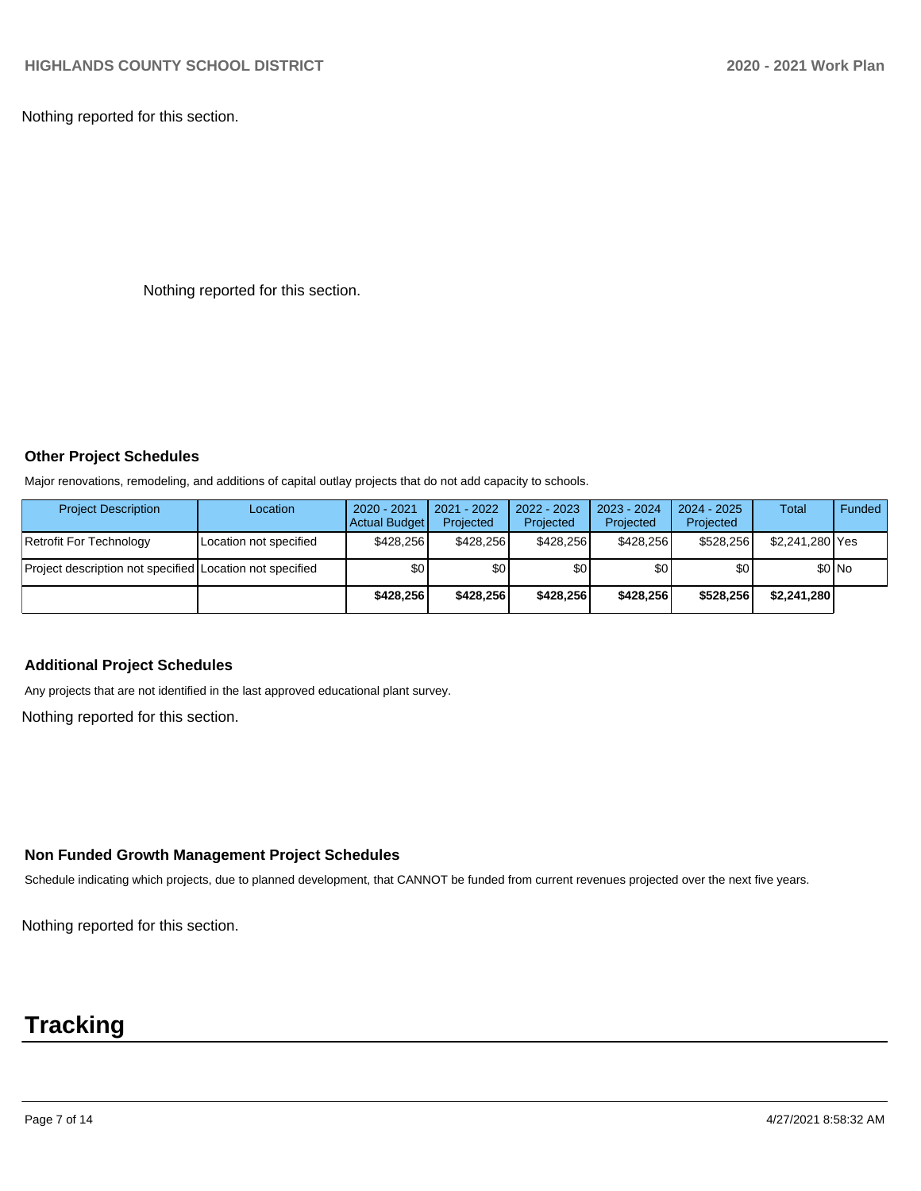Nothing reported for this section.

Nothing reported for this section.

### Other Project Schedules

Major renovations, remodeling, and additions of capital outlay projects that do not add capacity to schools.

| Project Description | Location | 2020 - 2021 Actual Budget | 2021 - 2022 Projected | 2022 - 2023 Projected | 2023 - 2024 Projected | 2024 - 2025 Projected | Total | Funded |
|---|---|---|---|---|---|---|---|---|
| Retrofit For Technology | Location not specified | $428,256 | $428,256 | $428,256 | $428,256 | $528,256 | $2,241,280 | Yes |
| Project description not specified | Location not specified | $0 | $0 | $0 | $0 | $0 | $0 | No |
| | | **$428,256** | **$428,256** | **$428,256** | **$428,256** | **$528,256** | **$2,241,280** | |

### Additional Project Schedules

Any projects that are not identified in the last approved educational plant survey.

Nothing reported for this section.

### Non Funded Growth Management Project Schedules

Schedule indicating which projects, due to planned development, that CANNOT be funded from current revenues projected over the next five years.

Nothing reported for this section.

# Tracking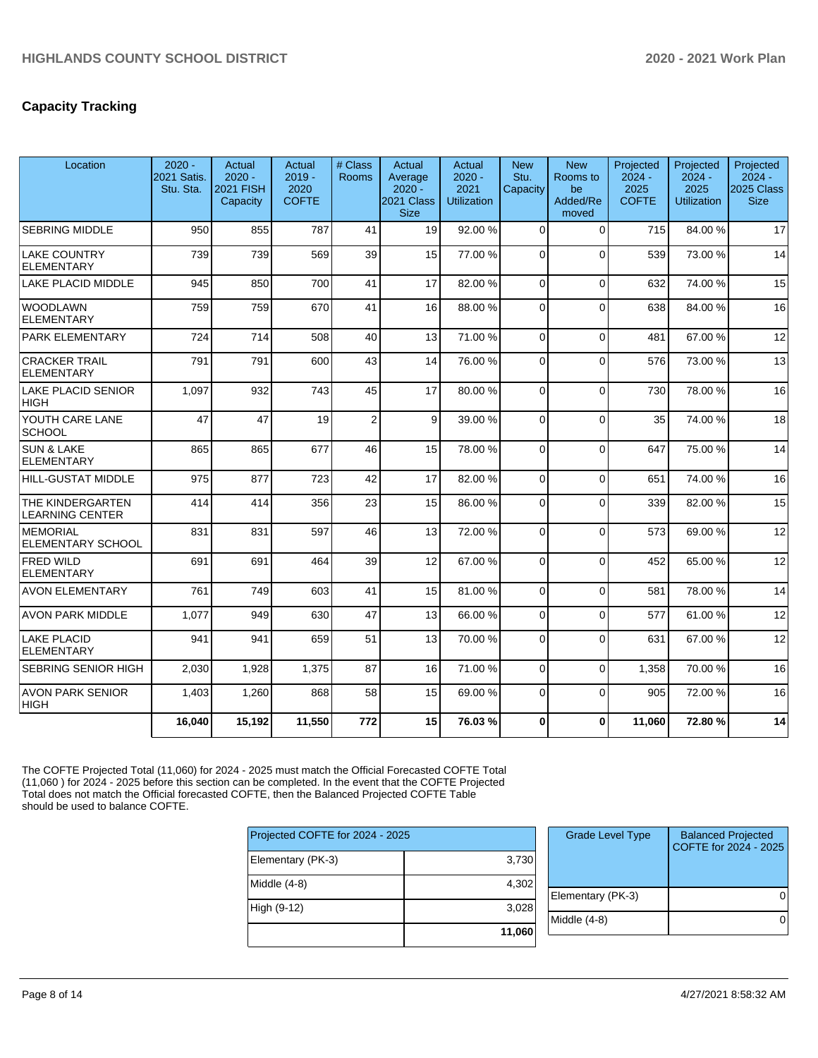## Capacity Tracking

| Location | 2020 - 2021 Satis. Stu. Sta. | Actual 2020 - 2021 FISH Capacity | Actual 2019 - 2020 COFTE | # Class Rooms | Actual Average 2020 - 2021 Class Size | Actual 2020 - 2021 Utilization | New Stu. Capacity | New Rooms to be Added/Removed | Projected 2024 - 2025 COFTE | Projected 2024 - 2025 Utilization | Projected 2024 - 2025 Class Size |
|---|---|---|---|---|---|---|---|---|---|---|---|
| SEBRING MIDDLE | 950 | 855 | 787 | 41 | 19 | 92.00 % | 0 | 0 | 715 | 84.00 % | 17 |
| LAKE COUNTRY ELEMENTARY | 739 | 739 | 569 | 39 | 15 | 77.00 % | 0 | 0 | 539 | 73.00 % | 14 |
| LAKE PLACID MIDDLE | 945 | 850 | 700 | 41 | 17 | 82.00 % | 0 | 0 | 632 | 74.00 % | 15 |
| WOODLAWN ELEMENTARY | 759 | 759 | 670 | 41 | 16 | 88.00 % | 0 | 0 | 638 | 84.00 % | 16 |
| PARK ELEMENTARY | 724 | 714 | 508 | 40 | 13 | 71.00 % | 0 | 0 | 481 | 67.00 % | 12 |
| CRACKER TRAIL ELEMENTARY | 791 | 791 | 600 | 43 | 14 | 76.00 % | 0 | 0 | 576 | 73.00 % | 13 |
| LAKE PLACID SENIOR HIGH | 1,097 | 932 | 743 | 45 | 17 | 80.00 % | 0 | 0 | 730 | 78.00 % | 16 |
| YOUTH CARE LANE SCHOOL | 47 | 47 | 19 | 2 | 9 | 39.00 % | 0 | 0 | 35 | 74.00 % | 18 |
| SUN & LAKE ELEMENTARY | 865 | 865 | 677 | 46 | 15 | 78.00 % | 0 | 0 | 647 | 75.00 % | 14 |
| HILL-GUSTAT MIDDLE | 975 | 877 | 723 | 42 | 17 | 82.00 % | 0 | 0 | 651 | 74.00 % | 16 |
| THE KINDERGARTEN LEARNING CENTER | 414 | 414 | 356 | 23 | 15 | 86.00 % | 0 | 0 | 339 | 82.00 % | 15 |
| MEMORIAL ELEMENTARY SCHOOL | 831 | 831 | 597 | 46 | 13 | 72.00 % | 0 | 0 | 573 | 69.00 % | 12 |
| FRED WILD ELEMENTARY | 691 | 691 | 464 | 39 | 12 | 67.00 % | 0 | 0 | 452 | 65.00 % | 12 |
| AVON ELEMENTARY | 761 | 749 | 603 | 41 | 15 | 81.00 % | 0 | 0 | 581 | 78.00 % | 14 |
| AVON PARK MIDDLE | 1,077 | 949 | 630 | 47 | 13 | 66.00 % | 0 | 0 | 577 | 61.00 % | 12 |
| LAKE PLACID ELEMENTARY | 941 | 941 | 659 | 51 | 13 | 70.00 % | 0 | 0 | 631 | 67.00 % | 12 |
| SEBRING SENIOR HIGH | 2,030 | 1,928 | 1,375 | 87 | 16 | 71.00 % | 0 | 0 | 1,358 | 70.00 % | 16 |
| AVON PARK SENIOR HIGH | 1,403 | 1,260 | 868 | 58 | 15 | 69.00 % | 0 | 0 | 905 | 72.00 % | 16 |
| | **16,040** | **15,192** | **11,550** | **772** | **15** | **76.03 %** | **0** | **0** | **11,060** | **72.80 %** | **14** |

The COFTE Projected Total (11,060) for 2024 - 2025 must match the Official Forecasted COFTE Total (11,060 ) for 2024 - 2025 before this section can be completed. In the event that the COFTE Projected Total does not match the Official forecasted COFTE, then the Balanced Projected COFTE Table should be used to balance COFTE.

| Projected COFTE for 2024 - 2025 | |
|---|---|
| Elementary (PK-3) | 3,730 |
| Middle (4-8) | 4,302 |
| High (9-12) | 3,028 |
| | **11,060** |

| Grade Level Type | Balanced Projected COFTE for 2024 - 2025 |
|---|---|
| Elementary (PK-3) | 0 |
| Middle (4-8) | 0 |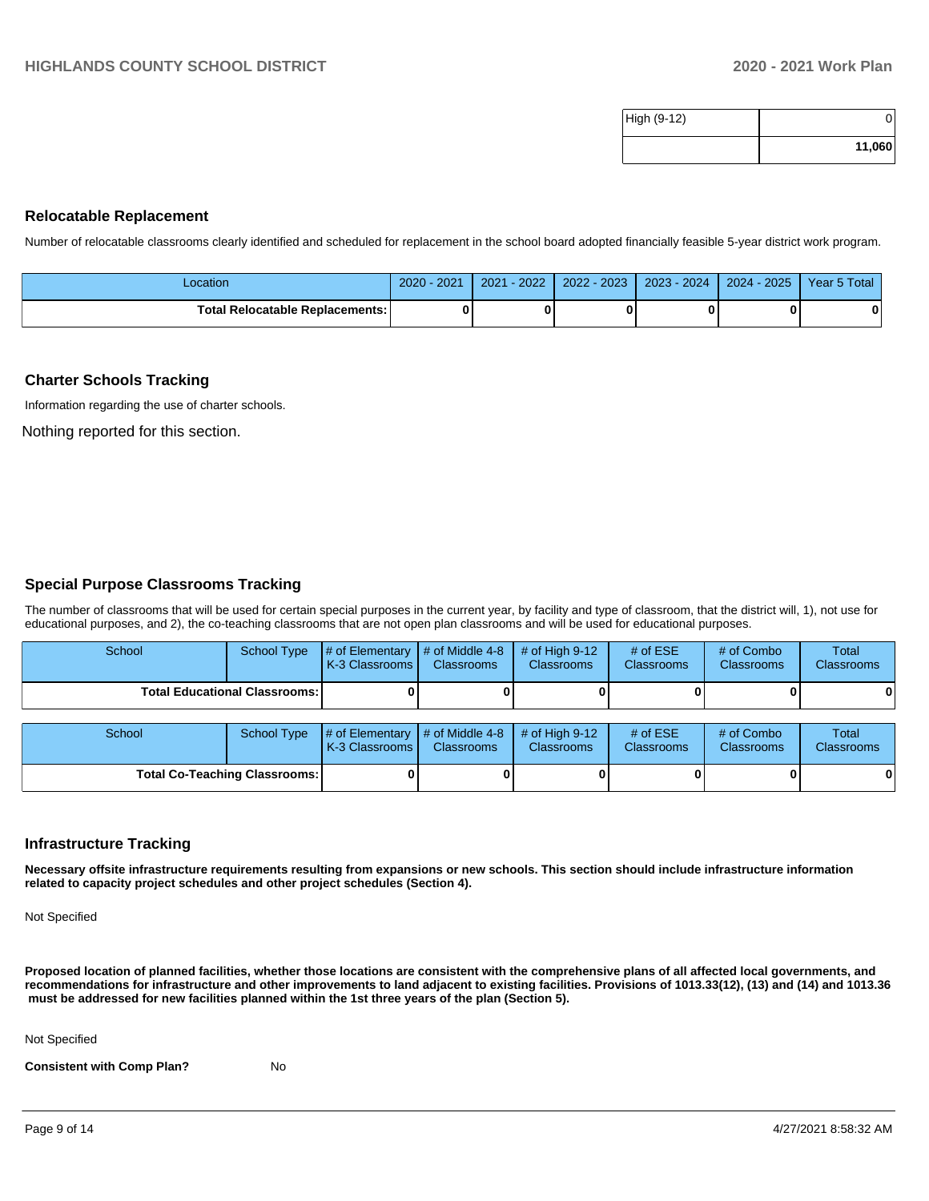| | |
|---|---|
| High (9-12) | 0 |
| | **11,060** |

## Relocatable Replacement

Number of relocatable classrooms clearly identified and scheduled for replacement in the school board adopted financially feasible 5-year district work program.

| Location | 2020 - 2021 | 2021 - 2022 | 2022 - 2023 | 2023 - 2024 | 2024 - 2025 | Year 5 Total |
|---|---|---|---|---|---|---|
| **Total Relocatable Replacements:** | **0** | **0** | **0** | **0** | **0** | **0** |

## Charter Schools Tracking

Information regarding the use of charter schools.

Nothing reported for this section.

## Special Purpose Classrooms Tracking

The number of classrooms that will be used for certain special purposes in the current year, by facility and type of classroom, that the district will, 1), not use for educational purposes, and 2), the co-teaching classrooms that are not open plan classrooms and will be used for educational purposes.

| School | School Type | # of Elementary K-3 Classrooms | # of Middle 4-8 Classrooms | # of High 9-12 Classrooms | # of ESE Classrooms | # of Combo Classrooms | Total Classrooms |
|---|---|---|---|---|---|---|---|
| **Total Educational Classrooms:** | | **0** | **0** | **0** | **0** | **0** | **0** |

| School | School Type | # of Elementary K-3 Classrooms | # of Middle 4-8 Classrooms | # of High 9-12 Classrooms | # of ESE Classrooms | # of Combo Classrooms | Total Classrooms |
|---|---|---|---|---|---|---|---|
| **Total Co-Teaching Classrooms:** | | **0** | **0** | **0** | **0** | **0** | **0** |

## Infrastructure Tracking

**Necessary offsite infrastructure requirements resulting from expansions or new schools. This section should include infrastructure information related to capacity project schedules and other project schedules (Section 4).**

Not Specified

**Proposed location of planned facilities, whether those locations are consistent with the comprehensive plans of all affected local governments, and recommendations for infrastructure and other improvements to land adjacent to existing facilities. Provisions of 1013.33(12), (13) and (14) and 1013.36 must be addressed for new facilities planned within the 1st three years of the plan (Section 5).**

Not Specified

**Consistent with Comp Plan?** No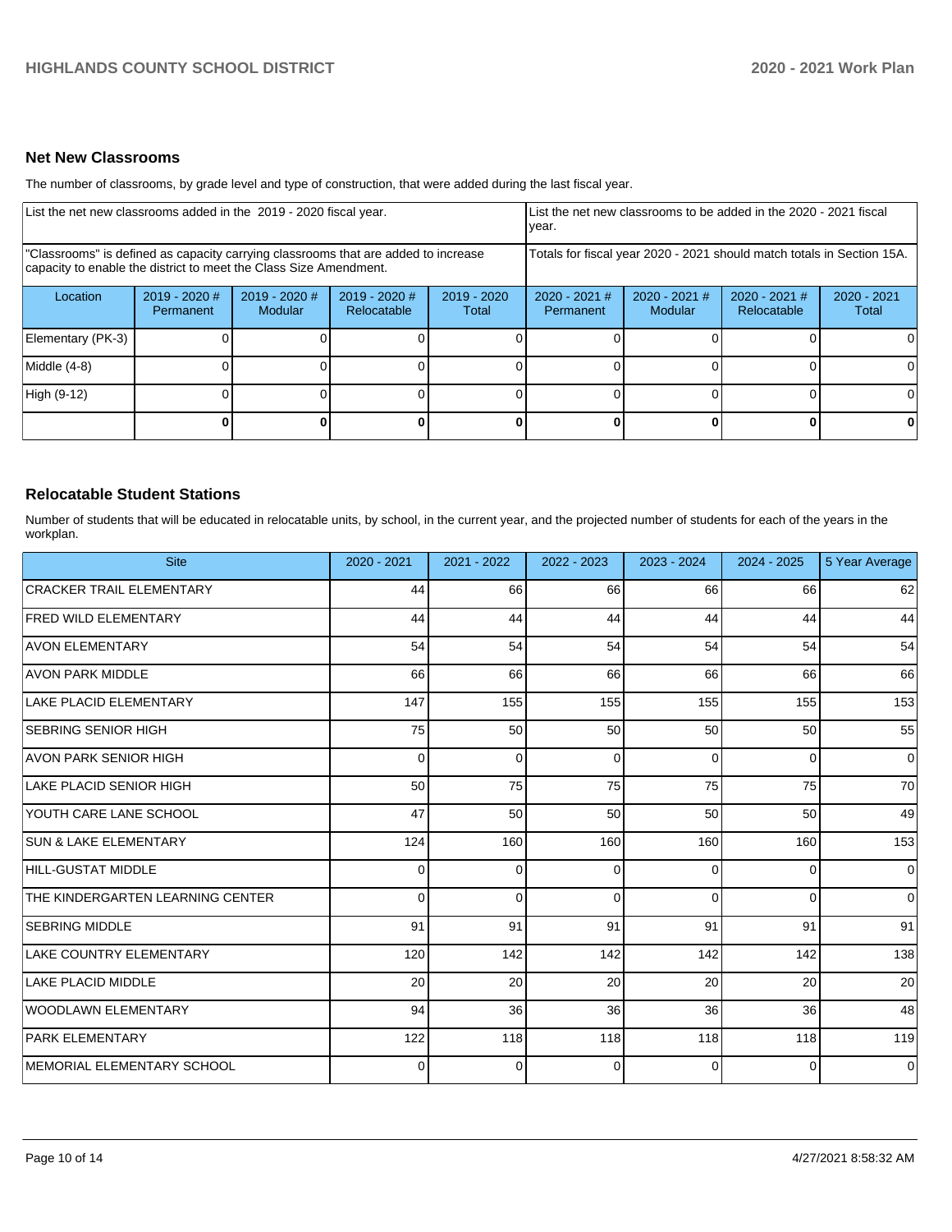## Net New Classrooms

The number of classrooms, by grade level and type of construction, that were added during the last fiscal year.

| List the net new classrooms added in the 2019 - 2020 fiscal year. | | | | | List the net new classrooms to be added in the 2020 - 2021 fiscal year. | | | |
|---|---|---|---|---|---|---|---|---|
| "Classrooms" is defined as capacity carrying classrooms that are added to increase capacity to enable the district to meet the Class Size Amendment. | | | | | Totals for fiscal year 2020 - 2021 should match totals in Section 15A. | | | |
| Location | 2019 - 2020 # Permanent | 2019 - 2020 # Modular | 2019 - 2020 # Relocatable | 2019 - 2020 Total | 2020 - 2021 # Permanent | 2020 - 2021 # Modular | 2020 - 2021 # Relocatable | 2020 - 2021 Total |
| Elementary (PK-3) | 0 | 0 | 0 | 0 | 0 | 0 | 0 | 0 |
| Middle (4-8) | 0 | 0 | 0 | 0 | 0 | 0 | 0 | 0 |
| High (9-12) | 0 | 0 | 0 | 0 | 0 | 0 | 0 | 0 |
| | **0** | **0** | **0** | **0** | **0** | **0** | **0** | **0** |

## Relocatable Student Stations

Number of students that will be educated in relocatable units, by school, in the current year, and the projected number of students for each of the years in the workplan.

| Site | 2020 - 2021 | 2021 - 2022 | 2022 - 2023 | 2023 - 2024 | 2024 - 2025 | 5 Year Average |
|---|---|---|---|---|---|---|
| CRACKER TRAIL ELEMENTARY | 44 | 66 | 66 | 66 | 66 | 62 |
| FRED WILD ELEMENTARY | 44 | 44 | 44 | 44 | 44 | 44 |
| AVON ELEMENTARY | 54 | 54 | 54 | 54 | 54 | 54 |
| AVON PARK MIDDLE | 66 | 66 | 66 | 66 | 66 | 66 |
| LAKE PLACID ELEMENTARY | 147 | 155 | 155 | 155 | 155 | 153 |
| SEBRING SENIOR HIGH | 75 | 50 | 50 | 50 | 50 | 55 |
| AVON PARK SENIOR HIGH | 0 | 0 | 0 | 0 | 0 | 0 |
| LAKE PLACID SENIOR HIGH | 50 | 75 | 75 | 75 | 75 | 70 |
| YOUTH CARE LANE SCHOOL | 47 | 50 | 50 | 50 | 50 | 49 |
| SUN & LAKE ELEMENTARY | 124 | 160 | 160 | 160 | 160 | 153 |
| HILL-GUSTAT MIDDLE | 0 | 0 | 0 | 0 | 0 | 0 |
| THE KINDERGARTEN LEARNING CENTER | 0 | 0 | 0 | 0 | 0 | 0 |
| SEBRING MIDDLE | 91 | 91 | 91 | 91 | 91 | 91 |
| LAKE COUNTRY ELEMENTARY | 120 | 142 | 142 | 142 | 142 | 138 |
| LAKE PLACID MIDDLE | 20 | 20 | 20 | 20 | 20 | 20 |
| WOODLAWN ELEMENTARY | 94 | 36 | 36 | 36 | 36 | 48 |
| PARK ELEMENTARY | 122 | 118 | 118 | 118 | 118 | 119 |
| MEMORIAL ELEMENTARY SCHOOL | 0 | 0 | 0 | 0 | 0 | 0 |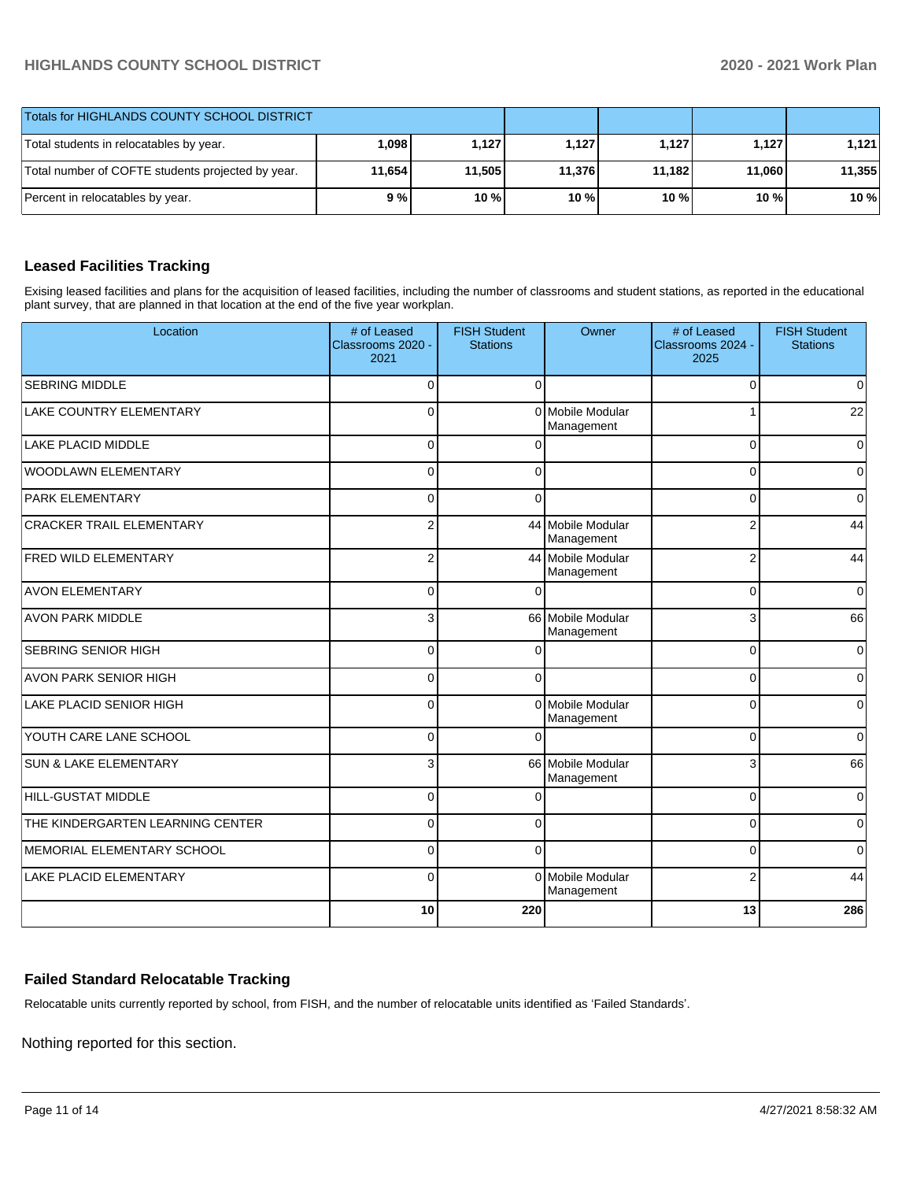| Totals for HIGHLANDS COUNTY SCHOOL DISTRICT | | | | | | |
|---|---|---|---|---|---|---|
| Total students in relocatables by year. | 1,098 | 1,127 | 1,127 | 1,127 | 1,127 | 1,121 |
| Total number of COFTE students projected by year. | 11,654 | 11,505 | 11,376 | 11,182 | 11,060 | 11,355 |
| Percent in relocatables by year. | 9 % | 10 % | 10 % | 10 % | 10 % | 10 % |

## Leased Facilities Tracking

Exising leased facilities and plans for the acquisition of leased facilities, including the number of classrooms and student stations, as reported in the educational plant survey, that are planned in that location at the end of the five year workplan.

| Location | # of Leased Classrooms 2020 - 2021 | FISH Student Stations | Owner | # of Leased Classrooms 2024 - 2025 | FISH Student Stations |
|---|---|---|---|---|---|
| SEBRING MIDDLE | 0 | 0 | | 0 | 0 |
| LAKE COUNTRY ELEMENTARY | 0 | 0 | Mobile Modular Management | 1 | 22 |
| LAKE PLACID MIDDLE | 0 | 0 | | 0 | 0 |
| WOODLAWN ELEMENTARY | 0 | 0 | | 0 | 0 |
| PARK ELEMENTARY | 0 | 0 | | 0 | 0 |
| CRACKER TRAIL ELEMENTARY | 2 | 44 | Mobile Modular Management | 2 | 44 |
| FRED WILD ELEMENTARY | 2 | 44 | Mobile Modular Management | 2 | 44 |
| AVON ELEMENTARY | 0 | 0 | | 0 | 0 |
| AVON PARK MIDDLE | 3 | 66 | Mobile Modular Management | 3 | 66 |
| SEBRING SENIOR HIGH | 0 | 0 | | 0 | 0 |
| AVON PARK SENIOR HIGH | 0 | 0 | | 0 | 0 |
| LAKE PLACID SENIOR HIGH | 0 | 0 | Mobile Modular Management | 0 | 0 |
| YOUTH CARE LANE SCHOOL | 0 | 0 | | 0 | 0 |
| SUN & LAKE ELEMENTARY | 3 | 66 | Mobile Modular Management | 3 | 66 |
| HILL-GUSTAT MIDDLE | 0 | 0 | | 0 | 0 |
| THE KINDERGARTEN LEARNING CENTER | 0 | 0 | | 0 | 0 |
| MEMORIAL ELEMENTARY SCHOOL | 0 | 0 | | 0 | 0 |
| LAKE PLACID ELEMENTARY | 0 | 0 | Mobile Modular Management | 2 | 44 |
| | 10 | 220 | | 13 | 286 |

## Failed Standard Relocatable Tracking

Relocatable units currently reported by school, from FISH, and the number of relocatable units identified as 'Failed Standards'.

Nothing reported for this section.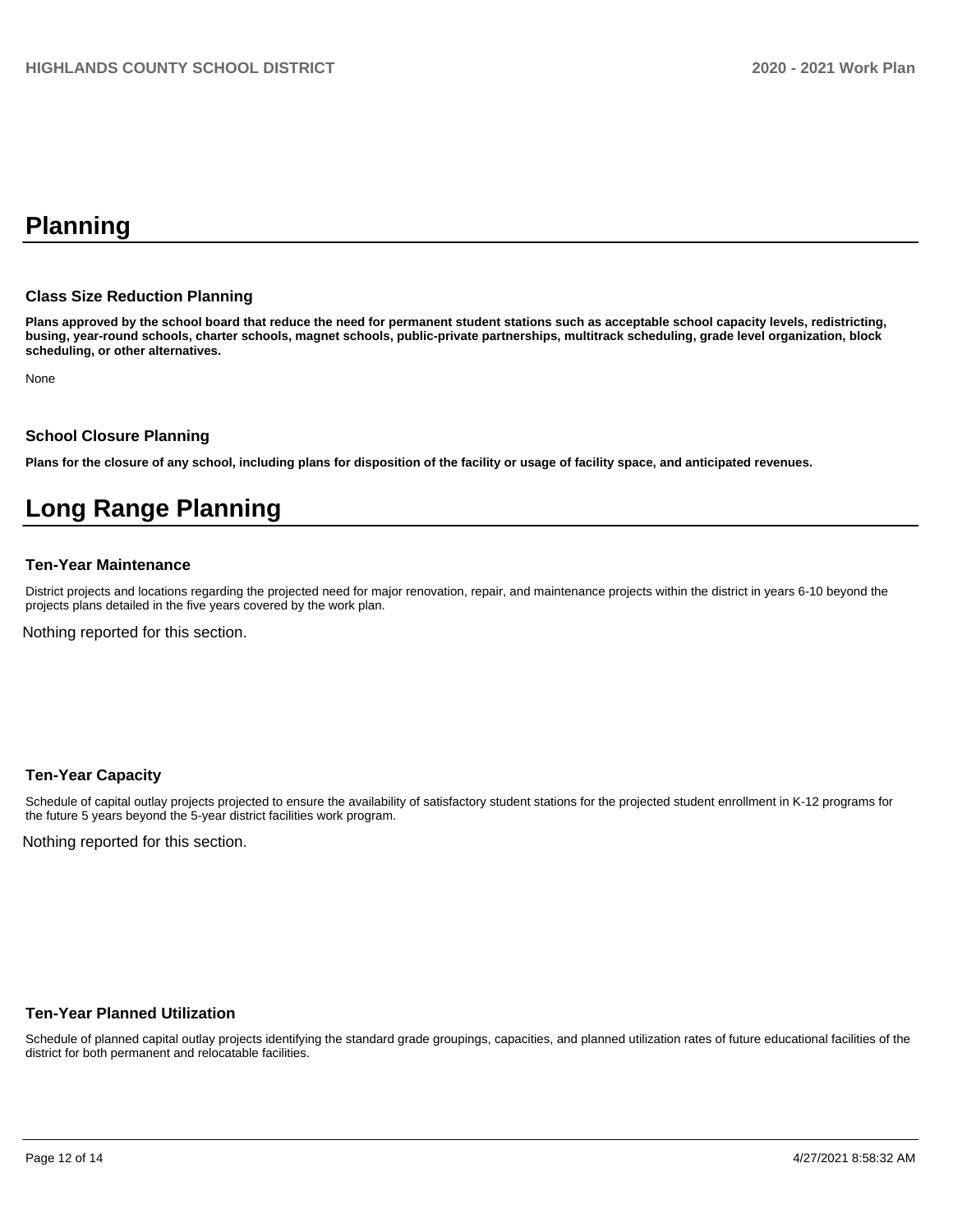# Planning

### Class Size Reduction Planning

**Plans approved by the school board that reduce the need for permanent student stations such as acceptable school capacity levels, redistricting, busing, year-round schools, charter schools, magnet schools, public-private partnerships, multitrack scheduling, grade level organization, block scheduling, or other alternatives.**

None

### School Closure Planning

**Plans for the closure of any school, including plans for disposition of the facility or usage of facility space, and anticipated revenues.**

# Long Range Planning

### Ten-Year Maintenance

District projects and locations regarding the projected need for major renovation, repair, and maintenance projects within the district in years 6-10 beyond the projects plans detailed in the five years covered by the work plan.

Nothing reported for this section.

### Ten-Year Capacity

Schedule of capital outlay projects projected to ensure the availability of satisfactory student stations for the projected student enrollment in K-12 programs for the future 5 years beyond the 5-year district facilities work program.

Nothing reported for this section.

### Ten-Year Planned Utilization

Schedule of planned capital outlay projects identifying the standard grade groupings, capacities, and planned utilization rates of future educational facilities of the district for both permanent and relocatable facilities.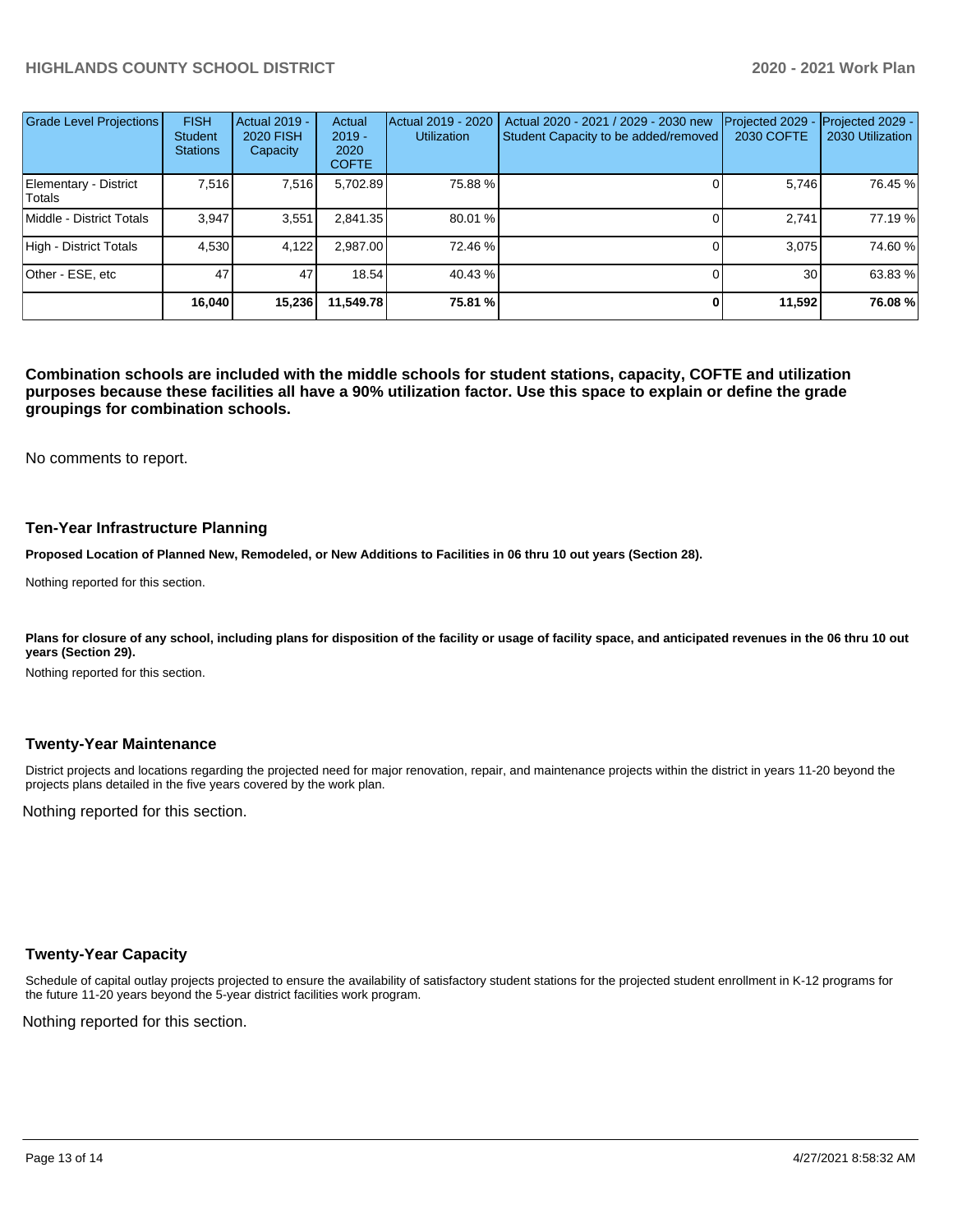| Grade Level Projections | FISH Student Stations | Actual 2019 - 2020 FISH Capacity | Actual 2019 - 2020 COFTE | Actual 2019 - 2020 Utilization | Actual 2020 - 2021 / 2029 - 2030 new Student Capacity to be added/removed | Projected 2029 - 2030 COFTE | Projected 2029 - 2030 Utilization |
|---|---|---|---|---|---|---|---|
| Elementary - District Totals | 7,516 | 7,516 | 5,702.89 | 75.88 % | 0 | 5,746 | 76.45 % |
| Middle - District Totals | 3,947 | 3,551 | 2,841.35 | 80.01 % | 0 | 2,741 | 77.19 % |
| High - District Totals | 4,530 | 4,122 | 2,987.00 | 72.46 % | 0 | 3,075 | 74.60 % |
| Other - ESE, etc | 47 | 47 | 18.54 | 40.43 % | 0 | 30 | 63.83 % |
| | **16,040** | **15,236** | **11,549.78** | **75.81 %** | **0** | **11,592** | **76.08 %** |

**Combination schools are included with the middle schools for student stations, capacity, COFTE and utilization purposes because these facilities all have a 90% utilization factor. Use this space to explain or define the grade groupings for combination schools.**

No comments to report.

### Ten-Year Infrastructure Planning

**Proposed Location of Planned New, Remodeled, or New Additions to Facilities in 06 thru 10 out years (Section 28).**

Nothing reported for this section.

**Plans for closure of any school, including plans for disposition of the facility or usage of facility space, and anticipated revenues in the 06 thru 10 out years (Section 29).**

Nothing reported for this section.

### Twenty-Year Maintenance

District projects and locations regarding the projected need for major renovation, repair, and maintenance projects within the district in years 11-20 beyond the projects plans detailed in the five years covered by the work plan.

Nothing reported for this section.

### Twenty-Year Capacity

Schedule of capital outlay projects projected to ensure the availability of satisfactory student stations for the projected student enrollment in K-12 programs for the future 11-20 years beyond the 5-year district facilities work program.

Nothing reported for this section.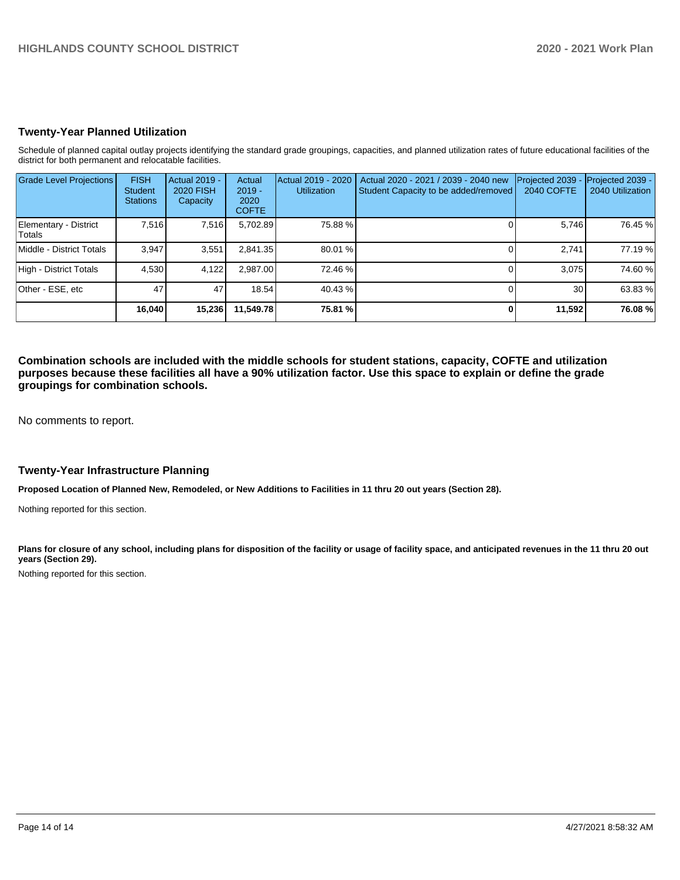## Twenty-Year Planned Utilization

Schedule of planned capital outlay projects identifying the standard grade groupings, capacities, and planned utilization rates of future educational facilities of the district for both permanent and relocatable facilities.

| Grade Level Projections | FISH Student Stations | Actual 2019 - 2020 FISH Capacity | Actual 2019 - 2020 COFTE | Actual 2019 - 2020 Utilization | Actual 2020 - 2021 / 2039 - 2040 new Student Capacity to be added/removed | Projected 2039 - 2040 COFTE | Projected 2039 - 2040 Utilization |
|---|---|---|---|---|---|---|---|
| Elementary - District Totals | 7,516 | 7,516 | 5,702.89 | 75.88 % | 0 | 5,746 | 76.45 % |
| Middle - District Totals | 3,947 | 3,551 | 2,841.35 | 80.01 % | 0 | 2,741 | 77.19 % |
| High - District Totals | 4,530 | 4,122 | 2,987.00 | 72.46 % | 0 | 3,075 | 74.60 % |
| Other - ESE, etc | 47 | 47 | 18.54 | 40.43 % | 0 | 30 | 63.83 % |
| | **16,040** | **15,236** | **11,549.78** | **75.81 %** | **0** | **11,592** | **76.08 %** |

**Combination schools are included with the middle schools for student stations, capacity, COFTE and utilization purposes because these facilities all have a 90% utilization factor. Use this space to explain or define the grade groupings for combination schools.**

No comments to report.

## Twenty-Year Infrastructure Planning

**Proposed Location of Planned New, Remodeled, or New Additions to Facilities in 11 thru 20 out years (Section 28).**

Nothing reported for this section.

**Plans for closure of any school, including plans for disposition of the facility or usage of facility space, and anticipated revenues in the 11 thru 20 out years (Section 29).**

Nothing reported for this section.